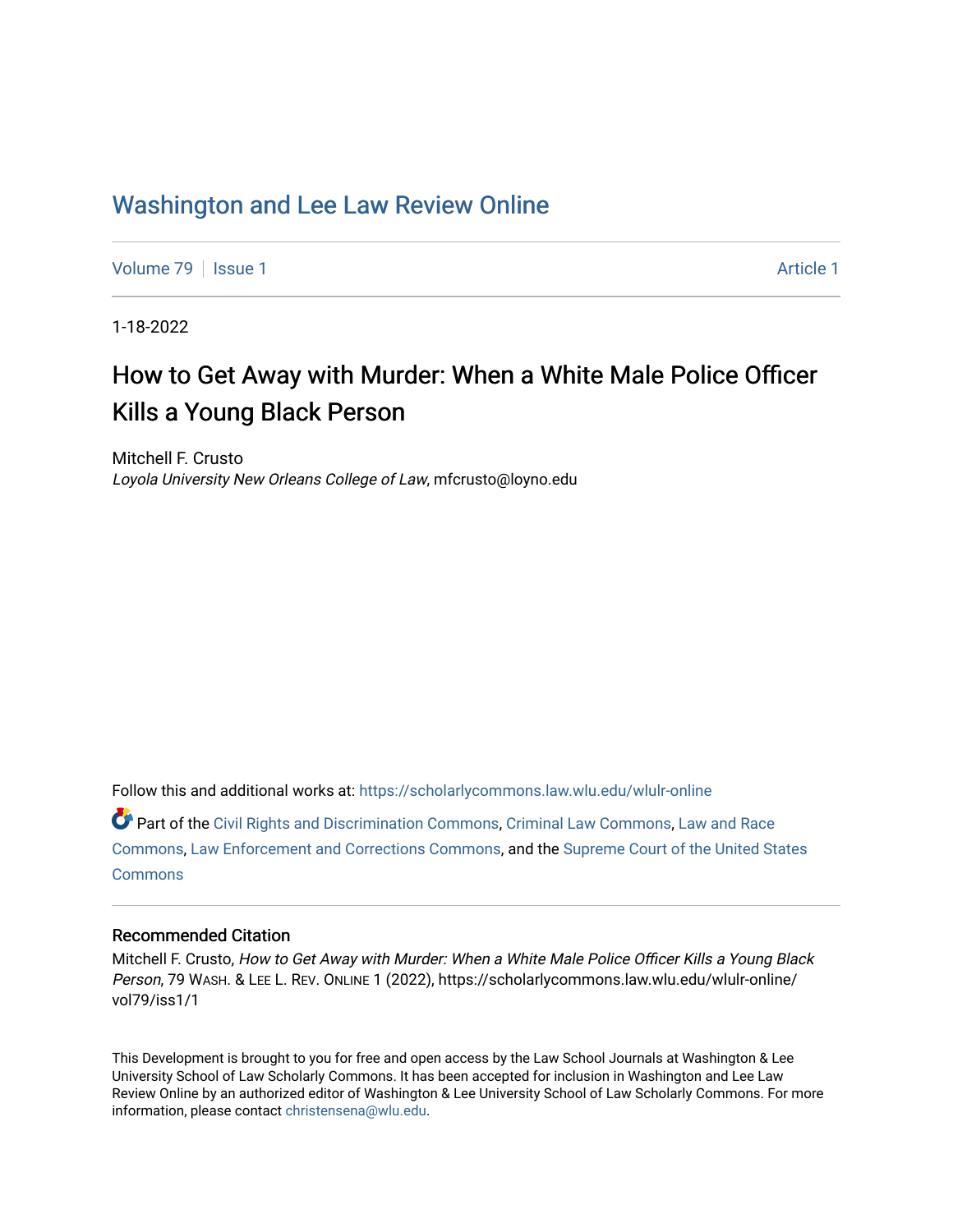# Washington and Lee Law Review Online

Volume 79 | Issue 1 | Article 1

1-18-2022

## How to Get Away with Murder: When a White Male Police Officer Kills a Young Black Person

Mitchell F. Crusto
*Loyola University New Orleans College of Law*, mfcrusto@loyno.edu

Follow this and additional works at: https://scholarlycommons.law.wlu.edu/wlulr-online

Part of the Civil Rights and Discrimination Commons, Criminal Law Commons, Law and Race Commons, Law Enforcement and Corrections Commons, and the Supreme Court of the United States Commons

### Recommended Citation

Mitchell F. Crusto, *How to Get Away with Murder: When a White Male Police Officer Kills a Young Black Person*, 79 WASH. & LEE L. REV. ONLINE 1 (2022), https://scholarlycommons.law.wlu.edu/wlulr-online/vol79/iss1/1

This Development is brought to you for free and open access by the Law School Journals at Washington & Lee University School of Law Scholarly Commons. It has been accepted for inclusion in Washington and Lee Law Review Online by an authorized editor of Washington & Lee University School of Law Scholarly Commons. For more information, please contact christensena@wlu.edu.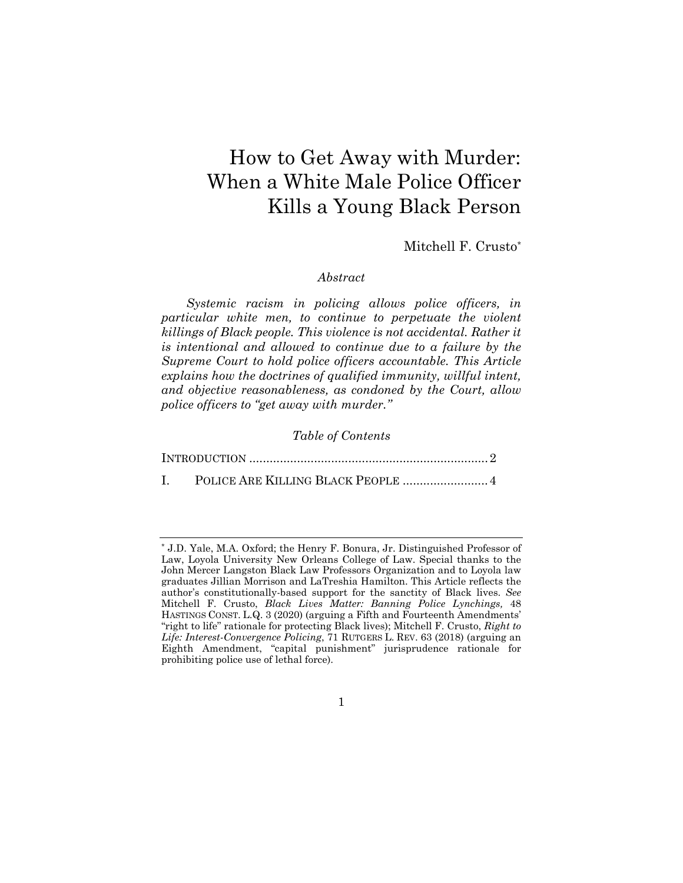# How to Get Away with Murder: When a White Male Police Officer Kills a Young Black Person

Mitchell F. Crusto[*]

*Abstract*

*Systemic racism in policing allows police officers, in particular white men, to continue to perpetuate the violent killings of Black people. This violence is not accidental. Rather it is intentional and allowed to continue due to a failure by the Supreme Court to hold police officers accountable. This Article explains how the doctrines of qualified immunity, willful intent, and objective reasonableness, as condoned by the Court, allow police officers to "get away with murder."*

*Table of Contents*

INTRODUCTION .......................................................................2

I. POLICE ARE KILLING BLACK PEOPLE .........................4

---

[*] J.D. Yale, M.A. Oxford; the Henry F. Bonura, Jr. Distinguished Professor of Law, Loyola University New Orleans College of Law. Special thanks to the John Mercer Langston Black Law Professors Organization and to Loyola law graduates Jillian Morrison and LaTreshia Hamilton. This Article reflects the author's constitutionally-based support for the sanctity of Black lives. *See* Mitchell F. Crusto, *Black Lives Matter: Banning Police Lynchings,* 48 HASTINGS CONST. L.Q. 3 (2020) (arguing a Fifth and Fourteenth Amendments' "right to life" rationale for protecting Black lives); Mitchell F. Crusto, *Right to Life: Interest-Convergence Policing*, 71 RUTGERS L. REV. 63 (2018) (arguing an Eighth Amendment, "capital punishment" jurisprudence rationale for prohibiting police use of lethal force).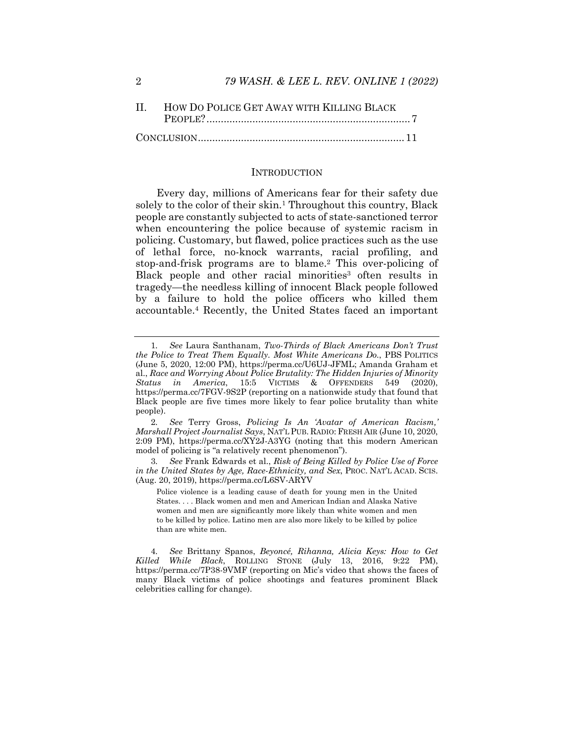II. HOW DO POLICE GET AWAY WITH KILLING BLACK PEOPLE? ....................................................................... 7

CONCLUSION ....................................................................... 11

## INTRODUCTION

Every day, millions of Americans fear for their safety due solely to the color of their skin.[1] Throughout this country, Black people are constantly subjected to acts of state-sanctioned terror when encountering the police because of systemic racism in policing. Customary, but flawed, police practices such as the use of lethal force, no-knock warrants, racial profiling, and stop-and-frisk programs are to blame.[2] This over-policing of Black people and other racial minorities[3] often results in tragedy—the needless killing of innocent Black people followed by a failure to hold the police officers who killed them accountable.[4] Recently, the United States faced an important

---

1. *See* Laura Santhanam, *Two-Thirds of Black Americans Don't Trust the Police to Treat Them Equally. Most White Americans Do.*, PBS POLITICS (June 5, 2020, 12:00 PM), https://perma.cc/U6UJ-JFML; Amanda Graham et al., *Race and Worrying About Police Brutality: The Hidden Injuries of Minority Status in America*, 15:5 VICTIMS & OFFENDERS 549 (2020), https://perma.cc/7FGV-9S2P (reporting on a nationwide study that found that Black people are five times more likely to fear police brutality than white people).

2. *See* Terry Gross, *Policing Is An 'Avatar of American Racism,' Marshall Project Journalist Says*, NAT'L PUB. RADIO: FRESH AIR (June 10, 2020, 2:09 PM), https://perma.cc/XY2J-A3YG (noting that this modern American model of policing is "a relatively recent phenomenon").

3. *See* Frank Edwards et al., *Risk of Being Killed by Police Use of Force in the United States by Age, Race-Ethnicity, and Sex*, PROC. NAT'L ACAD. SCIS. (Aug. 20, 2019), https://perma.cc/L6SV-ARYV

> Police violence is a leading cause of death for young men in the United States. . . . Black women and men and American Indian and Alaska Native women and men are significantly more likely than white women and men to be killed by police. Latino men are also more likely to be killed by police than are white men.

4. *See* Brittany Spanos, *Beyoncé, Rihanna, Alicia Keys: How to Get Killed While Black*, ROLLING STONE (July 13, 2016, 9:22 PM), https://perma.cc/7P38-9VMF (reporting on Mic's video that shows the faces of many Black victims of police shootings and features prominent Black celebrities calling for change).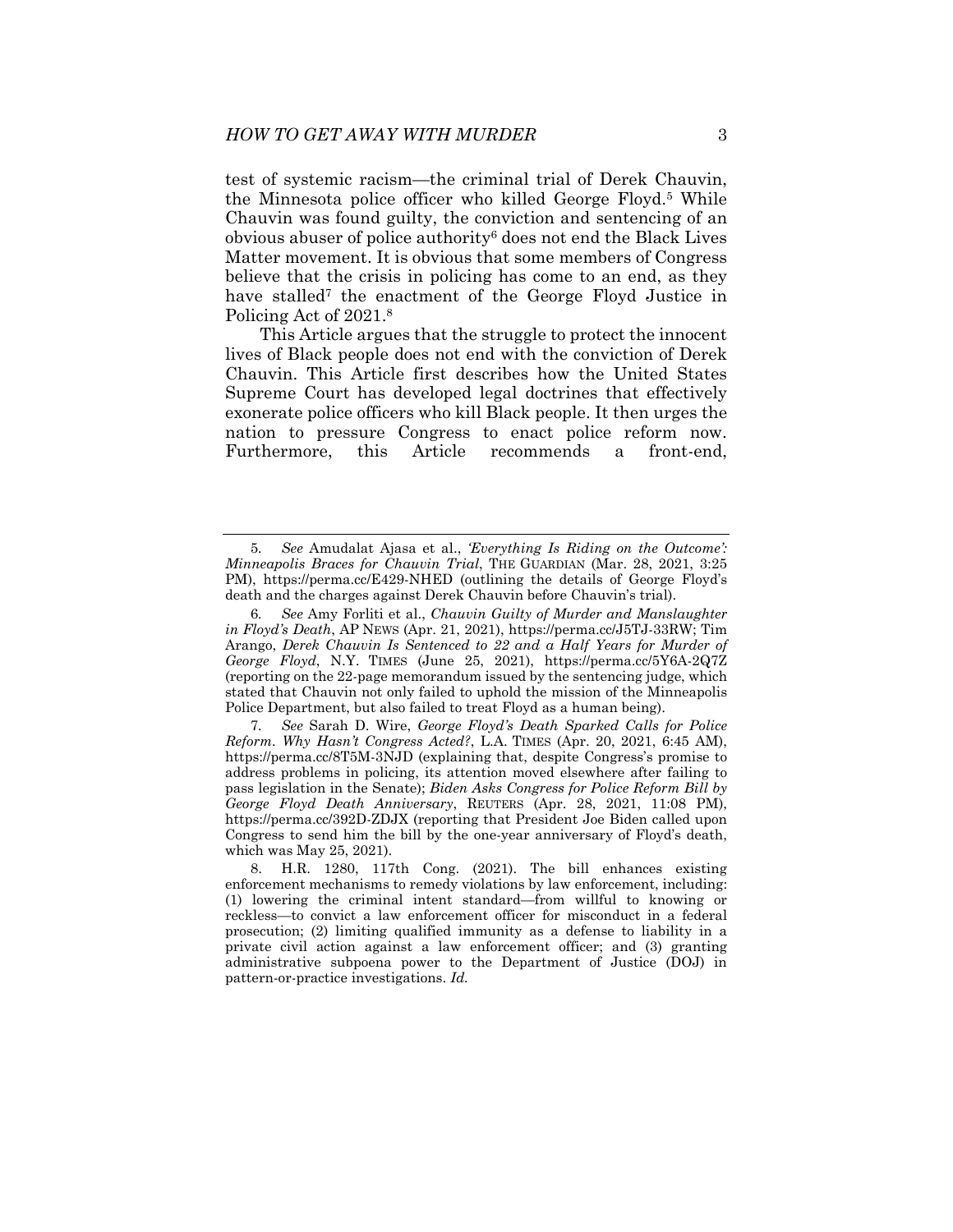test of systemic racism—the criminal trial of Derek Chauvin, the Minnesota police officer who killed George Floyd.[5] While Chauvin was found guilty, the conviction and sentencing of an obvious abuser of police authority[6] does not end the Black Lives Matter movement. It is obvious that some members of Congress believe that the crisis in policing has come to an end, as they have stalled[7] the enactment of the George Floyd Justice in Policing Act of 2021.[8]

This Article argues that the struggle to protect the innocent lives of Black people does not end with the conviction of Derek Chauvin. This Article first describes how the United States Supreme Court has developed legal doctrines that effectively exonerate police officers who kill Black people. It then urges the nation to pressure Congress to enact police reform now. Furthermore, this Article recommends a front-end,

---

5. *See* Amudalat Ajasa et al., *'Everything Is Riding on the Outcome': Minneapolis Braces for Chauvin Trial*, THE GUARDIAN (Mar. 28, 2021, 3:25 PM), https://perma.cc/E429-NHED (outlining the details of George Floyd's death and the charges against Derek Chauvin before Chauvin's trial).

6. *See* Amy Forliti et al., *Chauvin Guilty of Murder and Manslaughter in Floyd's Death*, AP NEWS (Apr. 21, 2021), https://perma.cc/J5TJ-33RW; Tim Arango, *Derek Chauvin Is Sentenced to 22 and a Half Years for Murder of George Floyd*, N.Y. TIMES (June 25, 2021), https://perma.cc/5Y6A-2Q7Z (reporting on the 22-page memorandum issued by the sentencing judge, which stated that Chauvin not only failed to uphold the mission of the Minneapolis Police Department, but also failed to treat Floyd as a human being).

7. *See* Sarah D. Wire, *George Floyd's Death Sparked Calls for Police Reform. Why Hasn't Congress Acted?*, L.A. TIMES (Apr. 20, 2021, 6:45 AM), https://perma.cc/8T5M-3NJD (explaining that, despite Congress's promise to address problems in policing, its attention moved elsewhere after failing to pass legislation in the Senate); *Biden Asks Congress for Police Reform Bill by George Floyd Death Anniversary*, REUTERS (Apr. 28, 2021, 11:08 PM), https://perma.cc/392D-ZDJX (reporting that President Joe Biden called upon Congress to send him the bill by the one-year anniversary of Floyd's death, which was May 25, 2021).

8. H.R. 1280, 117th Cong. (2021). The bill enhances existing enforcement mechanisms to remedy violations by law enforcement, including: (1) lowering the criminal intent standard—from willful to knowing or reckless—to convict a law enforcement officer for misconduct in a federal prosecution; (2) limiting qualified immunity as a defense to liability in a private civil action against a law enforcement officer; and (3) granting administrative subpoena power to the Department of Justice (DOJ) in pattern-or-practice investigations. *Id.*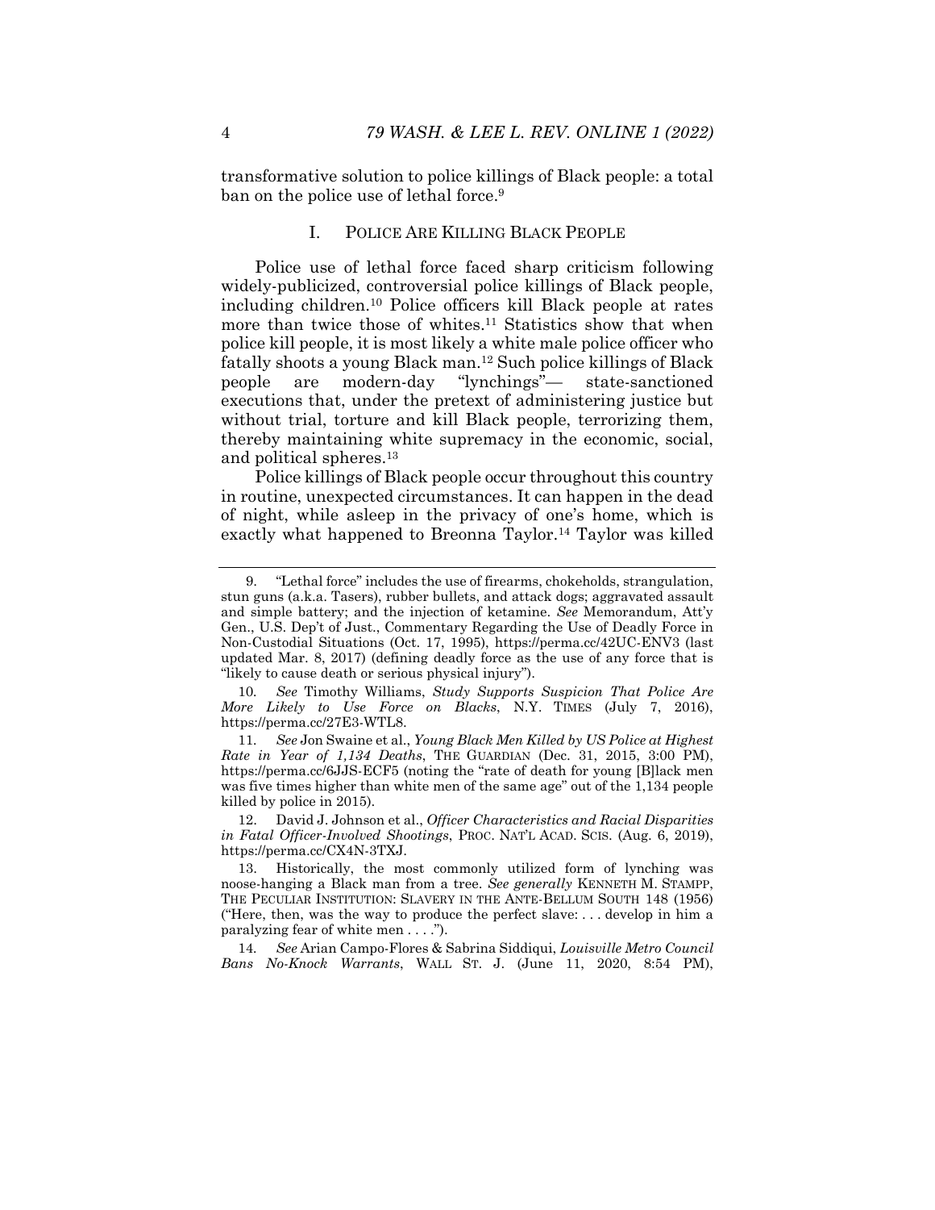transformative solution to police killings of Black people: a total ban on the police use of lethal force.[9]

## I. POLICE ARE KILLING BLACK PEOPLE

Police use of lethal force faced sharp criticism following widely-publicized, controversial police killings of Black people, including children.[10] Police officers kill Black people at rates more than twice those of whites.[11] Statistics show that when police kill people, it is most likely a white male police officer who fatally shoots a young Black man.[12] Such police killings of Black people are modern-day "lynchings"— state-sanctioned executions that, under the pretext of administering justice but without trial, torture and kill Black people, terrorizing them, thereby maintaining white supremacy in the economic, social, and political spheres.[13]

Police killings of Black people occur throughout this country in routine, unexpected circumstances. It can happen in the dead of night, while asleep in the privacy of one's home, which is exactly what happened to Breonna Taylor.[14] Taylor was killed

---

9. "Lethal force" includes the use of firearms, chokeholds, strangulation, stun guns (a.k.a. Tasers), rubber bullets, and attack dogs; aggravated assault and simple battery; and the injection of ketamine. *See* Memorandum, Att'y Gen., U.S. Dep't of Just., Commentary Regarding the Use of Deadly Force in Non-Custodial Situations (Oct. 17, 1995), https://perma.cc/42UC-ENV3 (last updated Mar. 8, 2017) (defining deadly force as the use of any force that is "likely to cause death or serious physical injury").

10. *See* Timothy Williams, *Study Supports Suspicion That Police Are More Likely to Use Force on Blacks*, N.Y. TIMES (July 7, 2016), https://perma.cc/27E3-WTL8.

11. *See* Jon Swaine et al., *Young Black Men Killed by US Police at Highest Rate in Year of 1,134 Deaths*, THE GUARDIAN (Dec. 31, 2015, 3:00 PM), https://perma.cc/6JJS-ECF5 (noting the "rate of death for young [B]lack men was five times higher than white men of the same age" out of the 1,134 people killed by police in 2015).

12. David J. Johnson et al., *Officer Characteristics and Racial Disparities in Fatal Officer-Involved Shootings*, PROC. NAT'L ACAD. SCIS. (Aug. 6, 2019), https://perma.cc/CX4N-3TXJ.

13. Historically, the most commonly utilized form of lynching was noose-hanging a Black man from a tree. *See generally* KENNETH M. STAMPP, THE PECULIAR INSTITUTION: SLAVERY IN THE ANTE-BELLUM SOUTH 148 (1956) ("Here, then, was the way to produce the perfect slave: . . . develop in him a paralyzing fear of white men . . . .").

14. *See* Arian Campo-Flores & Sabrina Siddiqui, *Louisville Metro Council Bans No-Knock Warrants*, WALL ST. J. (June 11, 2020, 8:54 PM),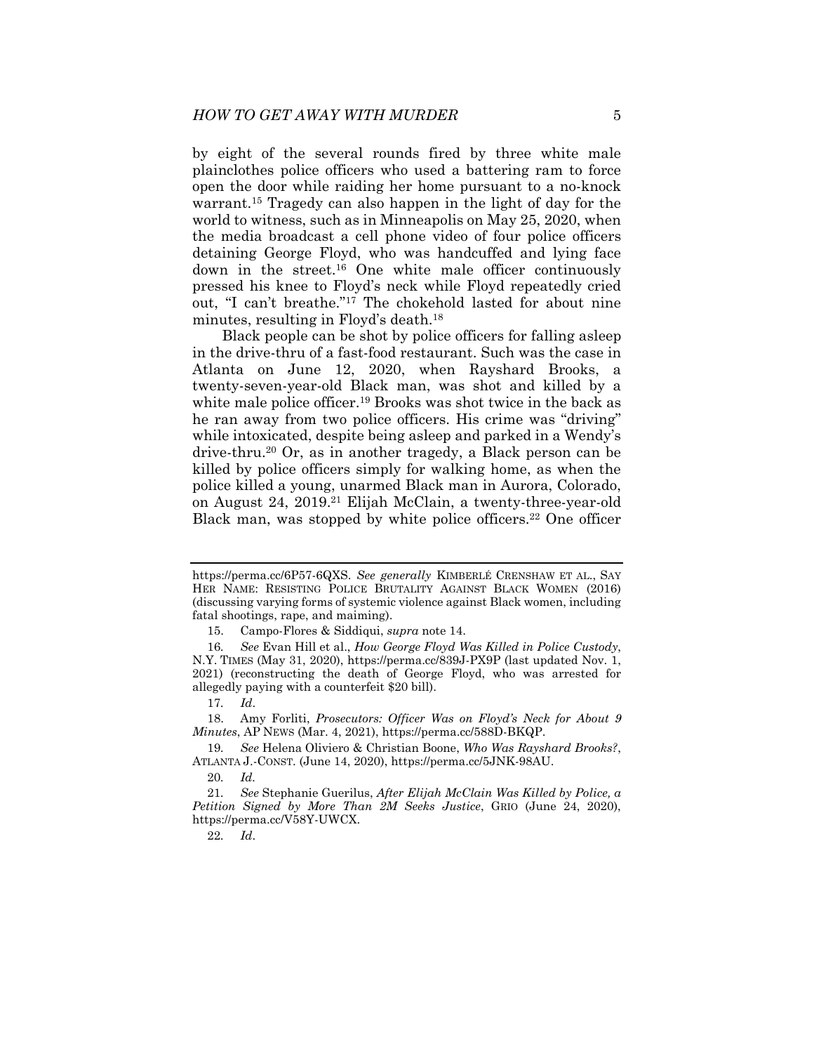by eight of the several rounds fired by three white male plainclothes police officers who used a battering ram to force open the door while raiding her home pursuant to a no-knock warrant.[15] Tragedy can also happen in the light of day for the world to witness, such as in Minneapolis on May 25, 2020, when the media broadcast a cell phone video of four police officers detaining George Floyd, who was handcuffed and lying face down in the street.[16] One white male officer continuously pressed his knee to Floyd's neck while Floyd repeatedly cried out, "I can't breathe."[17] The chokehold lasted for about nine minutes, resulting in Floyd's death.[18]

Black people can be shot by police officers for falling asleep in the drive-thru of a fast-food restaurant. Such was the case in Atlanta on June 12, 2020, when Rayshard Brooks, a twenty-seven-year-old Black man, was shot and killed by a white male police officer.[19] Brooks was shot twice in the back as he ran away from two police officers. His crime was "driving" while intoxicated, despite being asleep and parked in a Wendy's drive-thru.[20] Or, as in another tragedy, a Black person can be killed by police officers simply for walking home, as when the police killed a young, unarmed Black man in Aurora, Colorado, on August 24, 2019.[21] Elijah McClain, a twenty-three-year-old Black man, was stopped by white police officers.[22] One officer

---

https://perma.cc/6P57-6QXS. *See generally* KIMBERLÉ CRENSHAW ET AL., SAY HER NAME: RESISTING POLICE BRUTALITY AGAINST BLACK WOMEN (2016) (discussing varying forms of systemic violence against Black women, including fatal shootings, rape, and maiming).

15. Campo-Flores & Siddiqui, *supra* note 14.

16. *See* Evan Hill et al., *How George Floyd Was Killed in Police Custody*, N.Y. TIMES (May 31, 2020), https://perma.cc/839J-PX9P (last updated Nov. 1, 2021) (reconstructing the death of George Floyd, who was arrested for allegedly paying with a counterfeit $20 bill).

17. *Id*.

18. Amy Forliti, *Prosecutors: Officer Was on Floyd's Neck for About 9 Minutes*, AP NEWS (Mar. 4, 2021), https://perma.cc/588D-BKQP.

19. *See* Helena Oliviero & Christian Boone, *Who Was Rayshard Brooks?*, ATLANTA J.-CONST. (June 14, 2020), https://perma.cc/5JNK-98AU.

20. *Id.*

21. *See* Stephanie Guerilus, *After Elijah McClain Was Killed by Police, a Petition Signed by More Than 2M Seeks Justice*, GRIO (June 24, 2020), https://perma.cc/V58Y-UWCX.

22. *Id*.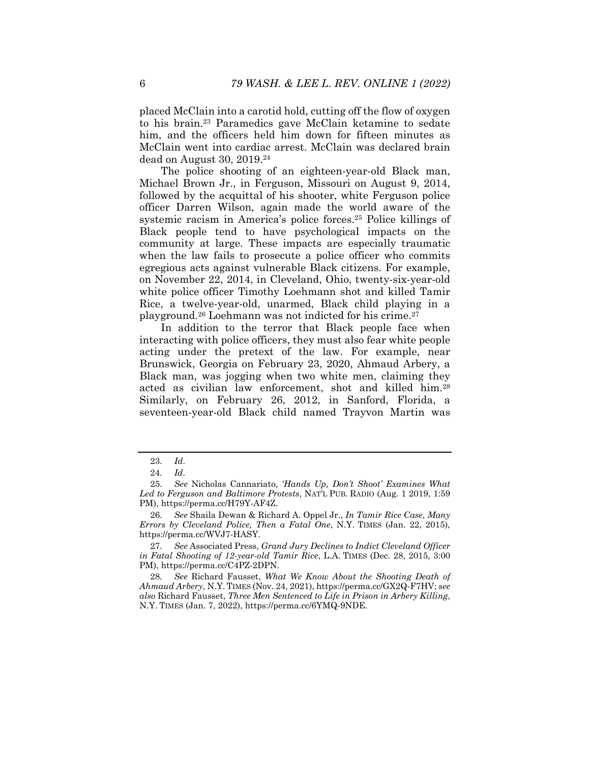placed McClain into a carotid hold, cutting off the flow of oxygen to his brain.[23] Paramedics gave McClain ketamine to sedate him, and the officers held him down for fifteen minutes as McClain went into cardiac arrest. McClain was declared brain dead on August 30, 2019.[24]

The police shooting of an eighteen-year-old Black man, Michael Brown Jr., in Ferguson, Missouri on August 9, 2014, followed by the acquittal of his shooter, white Ferguson police officer Darren Wilson, again made the world aware of the systemic racism in America's police forces.[25] Police killings of Black people tend to have psychological impacts on the community at large. These impacts are especially traumatic when the law fails to prosecute a police officer who commits egregious acts against vulnerable Black citizens. For example, on November 22, 2014, in Cleveland, Ohio, twenty-six-year-old white police officer Timothy Loehmann shot and killed Tamir Rice, a twelve-year-old, unarmed, Black child playing in a playground.[26] Loehmann was not indicted for his crime.[27]

In addition to the terror that Black people face when interacting with police officers, they must also fear white people acting under the pretext of the law. For example, near Brunswick, Georgia on February 23, 2020, Ahmaud Arbery, a Black man, was jogging when two white men, claiming they acted as civilian law enforcement, shot and killed him.[28] Similarly, on February 26, 2012, in Sanford, Florida, a seventeen-year-old Black child named Trayvon Martin was

---

23. *Id*.

24. *Id*.

25. *See* Nicholas Cannariato, *'Hands Up, Don't Shoot' Examines What Led to Ferguson and Baltimore Protests*, NAT'L PUB. RADIO (Aug. 1 2019, 1:59 PM), https://perma.cc/H79Y-AF4Z.

26. *See* Shaila Dewan & Richard A. Oppel Jr., *In Tamir Rice Case, Many Errors by Cleveland Police, Then a Fatal One*, N.Y. TIMES (Jan. 22, 2015), https://perma.cc/WVJ7-HASY.

27. *See* Associated Press, *Grand Jury Declines to Indict Cleveland Officer in Fatal Shooting of 12-year-old Tamir Rice*, L.A. TIMES (Dec. 28, 2015, 3:00 PM), https://perma.cc/C4PZ-2DPN.

28. *See* Richard Fausset, *What We Know About the Shooting Death of Ahmaud Arbery*, N.Y. TIMES (Nov. 24, 2021), https://perma.cc/GX2Q-F7HV; *see also* Richard Fausset, *Three Men Sentenced to Life in Prison in Arbery Killing*, N.Y. TIMES (Jan. 7, 2022), https://perma.cc/6YMQ-9NDE.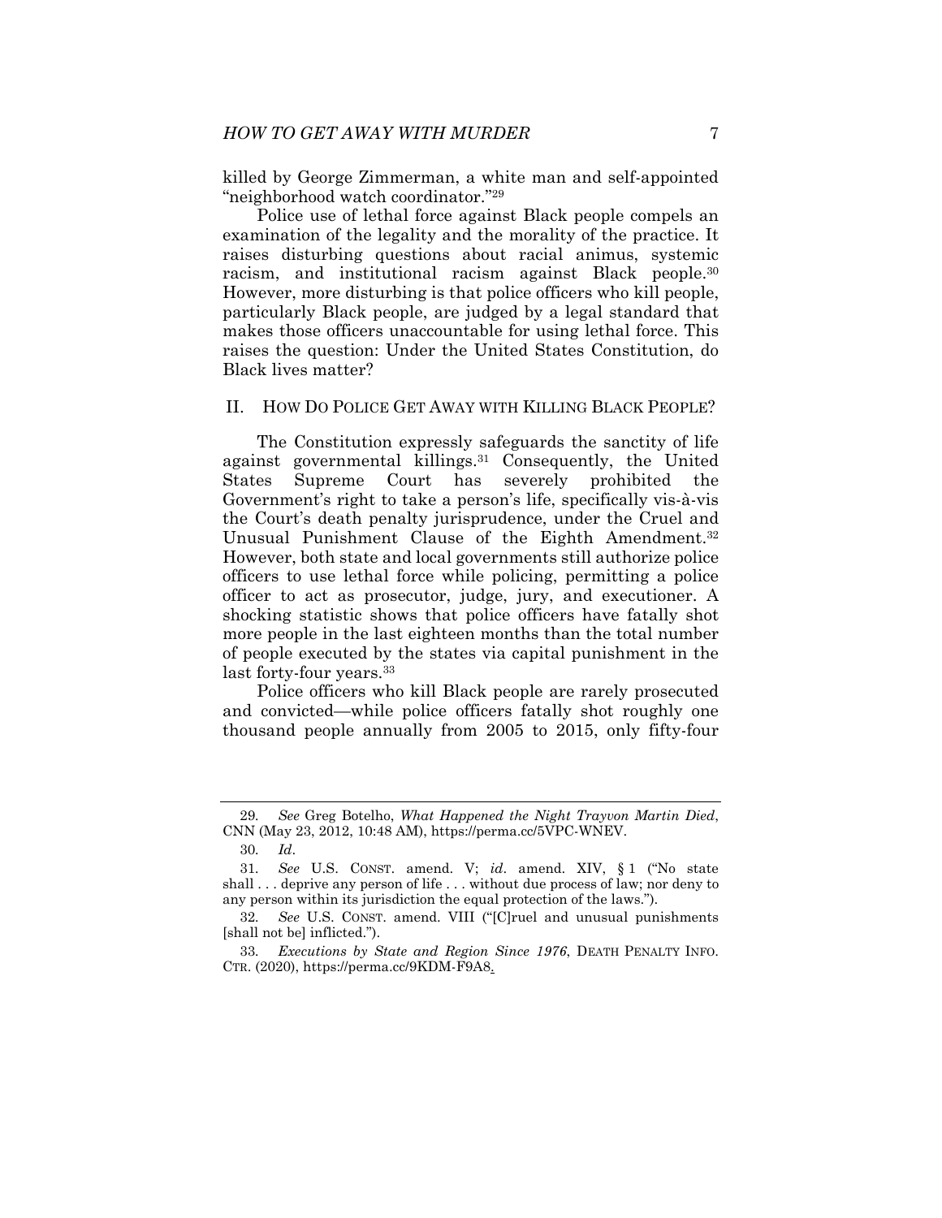killed by George Zimmerman, a white man and self-appointed "neighborhood watch coordinator."[29]

Police use of lethal force against Black people compels an examination of the legality and the morality of the practice. It raises disturbing questions about racial animus, systemic racism, and institutional racism against Black people.[30] However, more disturbing is that police officers who kill people, particularly Black people, are judged by a legal standard that makes those officers unaccountable for using lethal force. This raises the question: Under the United States Constitution, do Black lives matter?

## II. How Do Police Get Away with Killing Black People?

The Constitution expressly safeguards the sanctity of life against governmental killings.[31] Consequently, the United States Supreme Court has severely prohibited the Government's right to take a person's life, specifically vis-à-vis the Court's death penalty jurisprudence, under the Cruel and Unusual Punishment Clause of the Eighth Amendment.[32] However, both state and local governments still authorize police officers to use lethal force while policing, permitting a police officer to act as prosecutor, judge, jury, and executioner. A shocking statistic shows that police officers have fatally shot more people in the last eighteen months than the total number of people executed by the states via capital punishment in the last forty-four years.[33]

Police officers who kill Black people are rarely prosecuted and convicted—while police officers fatally shot roughly one thousand people annually from 2005 to 2015, only fifty-four

---

29. *See* Greg Botelho, *What Happened the Night Trayvon Martin Died*, CNN (May 23, 2012, 10:48 AM), https://perma.cc/5VPC-WNEV.

30. *Id*.

31. *See* U.S. CONST. amend. V; *id*. amend. XIV, § 1 ("No state shall . . . deprive any person of life . . . without due process of law; nor deny to any person within its jurisdiction the equal protection of the laws.").

32. *See* U.S. CONST. amend. VIII ("[C]ruel and unusual punishments [shall not be] inflicted.").

33. *Executions by State and Region Since 1976*, DEATH PENALTY INFO. CTR. (2020), https://perma.cc/9KDM-F9A8.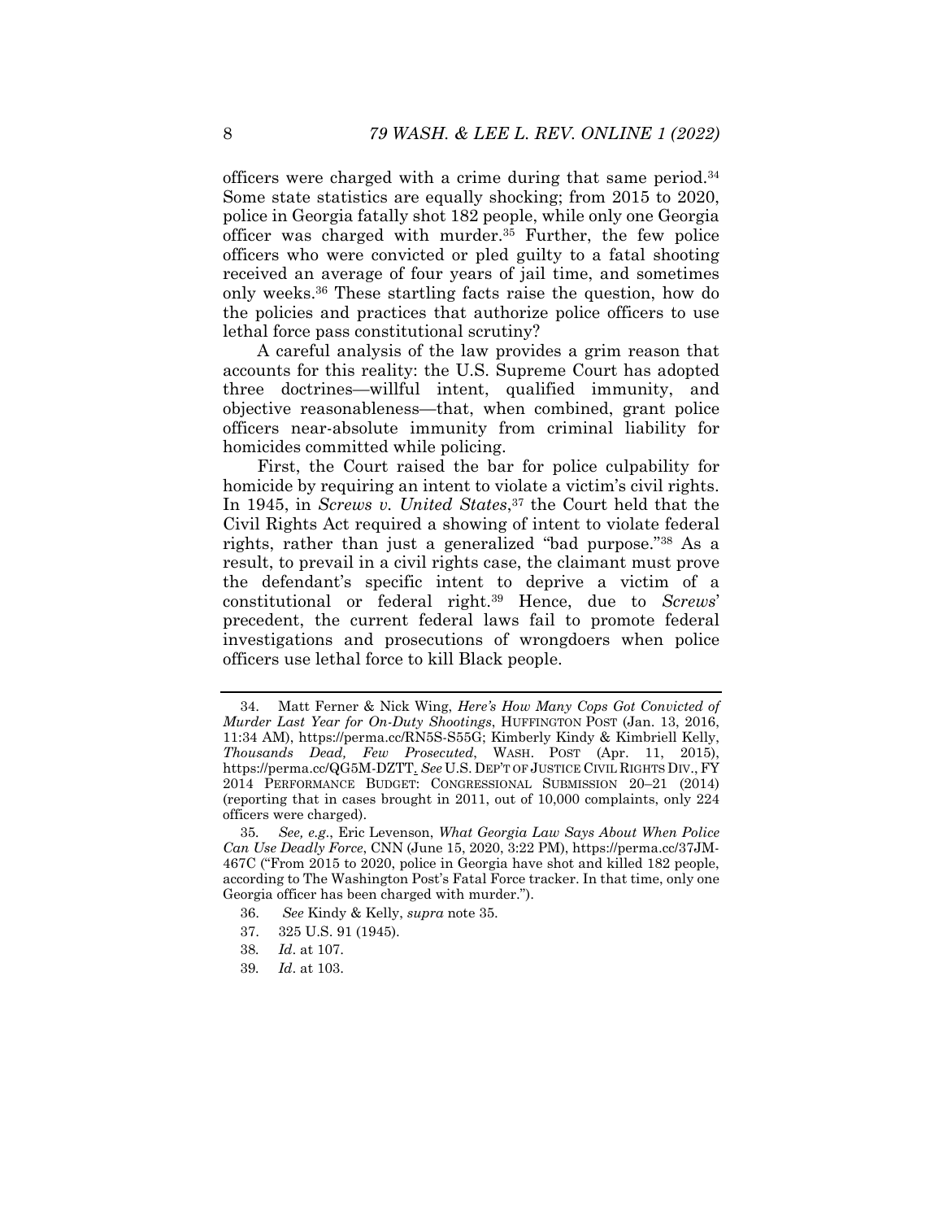officers were charged with a crime during that same period.[34] Some state statistics are equally shocking; from 2015 to 2020, police in Georgia fatally shot 182 people, while only one Georgia officer was charged with murder.[35] Further, the few police officers who were convicted or pled guilty to a fatal shooting received an average of four years of jail time, and sometimes only weeks.[36] These startling facts raise the question, how do the policies and practices that authorize police officers to use lethal force pass constitutional scrutiny?

A careful analysis of the law provides a grim reason that accounts for this reality: the U.S. Supreme Court has adopted three doctrines—willful intent, qualified immunity, and objective reasonableness—that, when combined, grant police officers near-absolute immunity from criminal liability for homicides committed while policing.

First, the Court raised the bar for police culpability for homicide by requiring an intent to violate a victim's civil rights. In 1945, in *Screws v. United States*,[37] the Court held that the Civil Rights Act required a showing of intent to violate federal rights, rather than just a generalized "bad purpose."[38] As a result, to prevail in a civil rights case, the claimant must prove the defendant's specific intent to deprive a victim of a constitutional or federal right.[39] Hence, due to *Screws*' precedent, the current federal laws fail to promote federal investigations and prosecutions of wrongdoers when police officers use lethal force to kill Black people.

---

34. Matt Ferner & Nick Wing, *Here's How Many Cops Got Convicted of Murder Last Year for On-Duty Shootings*, HUFFINGTON POST (Jan. 13, 2016, 11:34 AM), https://perma.cc/RN5S-S55G; Kimberly Kindy & Kimbriell Kelly, *Thousands Dead, Few Prosecuted*, WASH. POST (Apr. 11, 2015), https://perma.cc/QG5M-DZTT. *See* U.S. DEP'T OF JUSTICE CIVIL RIGHTS DIV., FY 2014 PERFORMANCE BUDGET: CONGRESSIONAL SUBMISSION 20–21 (2014) (reporting that in cases brought in 2011, out of 10,000 complaints, only 224 officers were charged).

35. *See, e.g.*, Eric Levenson, *What Georgia Law Says About When Police Can Use Deadly Force*, CNN (June 15, 2020, 3:22 PM), https://perma.cc/37JM-467C ("From 2015 to 2020, police in Georgia have shot and killed 182 people, according to The Washington Post's Fatal Force tracker. In that time, only one Georgia officer has been charged with murder.").

36. *See* Kindy & Kelly, *supra* note 35.

37. 325 U.S. 91 (1945).

38. *Id*. at 107.

39. *Id*. at 103.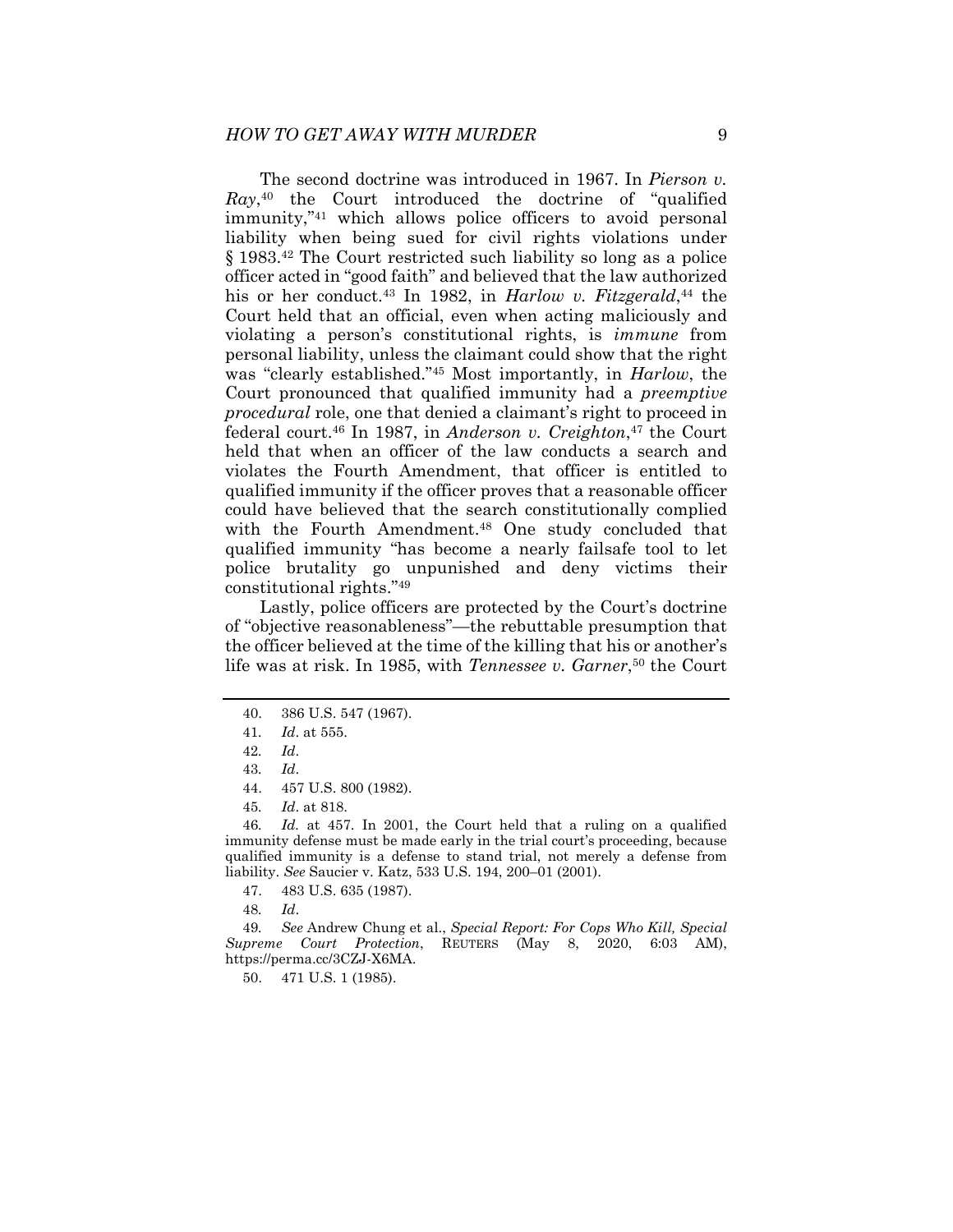The second doctrine was introduced in 1967. In *Pierson v. Ray*,[40] the Court introduced the doctrine of "qualified immunity,"[41] which allows police officers to avoid personal liability when being sued for civil rights violations under § 1983.[42] The Court restricted such liability so long as a police officer acted in "good faith" and believed that the law authorized his or her conduct.[43] In 1982, in *Harlow v. Fitzgerald*,[44] the Court held that an official, even when acting maliciously and violating a person's constitutional rights, is *immune* from personal liability, unless the claimant could show that the right was "clearly established."[45] Most importantly, in *Harlow*, the Court pronounced that qualified immunity had a *preemptive procedural* role, one that denied a claimant's right to proceed in federal court.[46] In 1987, in *Anderson v. Creighton*,[47] the Court held that when an officer of the law conducts a search and violates the Fourth Amendment, that officer is entitled to qualified immunity if the officer proves that a reasonable officer could have believed that the search constitutionally complied with the Fourth Amendment.[48] One study concluded that qualified immunity "has become a nearly failsafe tool to let police brutality go unpunished and deny victims their constitutional rights."[49]

Lastly, police officers are protected by the Court's doctrine of "objective reasonableness"—the rebuttable presumption that the officer believed at the time of the killing that his or another's life was at risk. In 1985, with *Tennessee v. Garner*,[50] the Court

---

40. 386 U.S. 547 (1967).

41. *Id*. at 555.

42. *Id*.

43. *Id*.

44. 457 U.S. 800 (1982).

45. *Id*. at 818.

46. *Id.* at 457. In 2001, the Court held that a ruling on a qualified immunity defense must be made early in the trial court's proceeding, because qualified immunity is a defense to stand trial, not merely a defense from liability. *See* Saucier v. Katz, 533 U.S. 194, 200–01 (2001).

47. 483 U.S. 635 (1987).

48. *Id*.

49. *See* Andrew Chung et al., *Special Report: For Cops Who Kill, Special Supreme Court Protection*, REUTERS (May 8, 2020, 6:03 AM), https://perma.cc/3CZJ-X6MA.

50. 471 U.S. 1 (1985).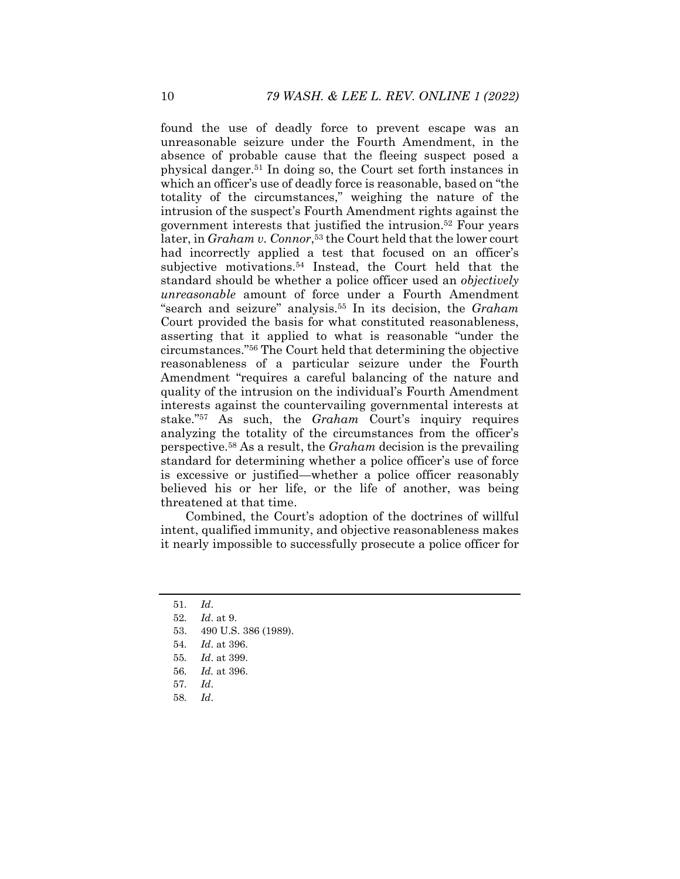found the use of deadly force to prevent escape was an unreasonable seizure under the Fourth Amendment, in the absence of probable cause that the fleeing suspect posed a physical danger.[51] In doing so, the Court set forth instances in which an officer's use of deadly force is reasonable, based on "the totality of the circumstances," weighing the nature of the intrusion of the suspect's Fourth Amendment rights against the government interests that justified the intrusion.[52] Four years later, in *Graham v. Connor*,[53] the Court held that the lower court had incorrectly applied a test that focused on an officer's subjective motivations.[54] Instead, the Court held that the standard should be whether a police officer used an *objectively unreasonable* amount of force under a Fourth Amendment "search and seizure" analysis.[55] In its decision, the *Graham* Court provided the basis for what constituted reasonableness, asserting that it applied to what is reasonable "under the circumstances."[56] The Court held that determining the objective reasonableness of a particular seizure under the Fourth Amendment "requires a careful balancing of the nature and quality of the intrusion on the individual's Fourth Amendment interests against the countervailing governmental interests at stake."[57] As such, the *Graham* Court's inquiry requires analyzing the totality of the circumstances from the officer's perspective.[58] As a result, the *Graham* decision is the prevailing standard for determining whether a police officer's use of force is excessive or justified—whether a police officer reasonably believed his or her life, or the life of another, was being threatened at that time.

Combined, the Court's adoption of the doctrines of willful intent, qualified immunity, and objective reasonableness makes it nearly impossible to successfully prosecute a police officer for

---

51. *Id*.
52. *Id*. at 9.
53. 490 U.S. 386 (1989).
54. *Id*. at 396.
55. *Id*. at 399.
56. *Id.* at 396.
57. *Id*.
58. *Id*.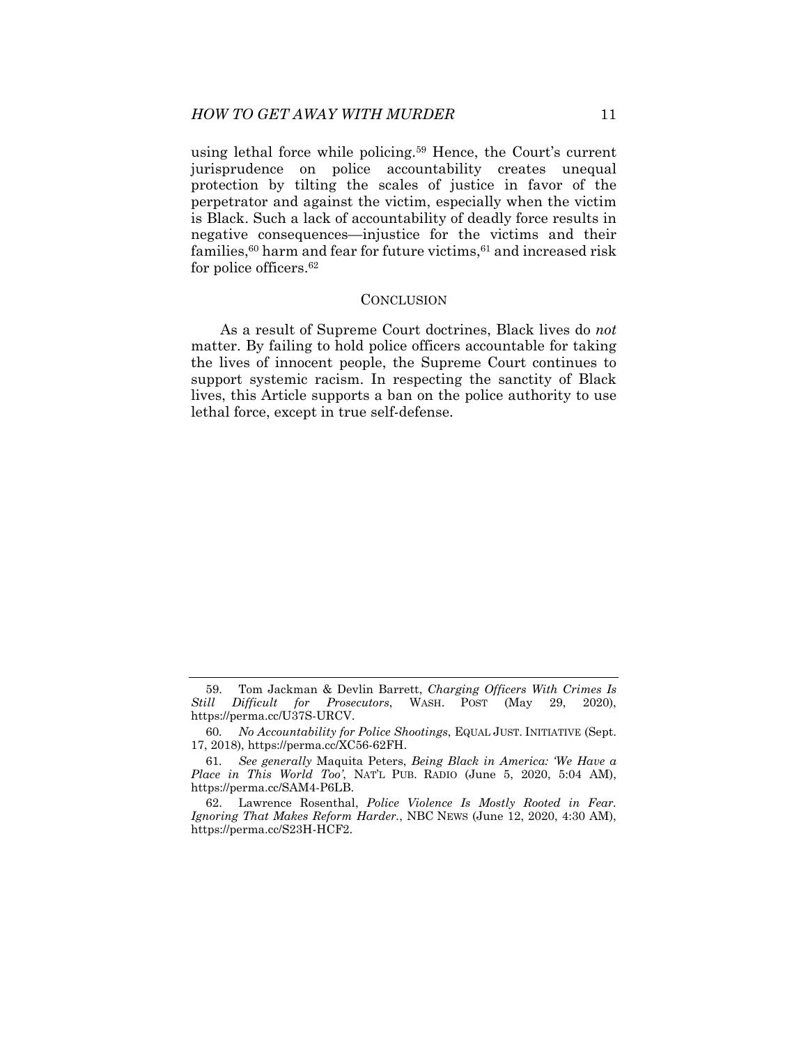using lethal force while policing.[59] Hence, the Court's current jurisprudence on police accountability creates unequal protection by tilting the scales of justice in favor of the perpetrator and against the victim, especially when the victim is Black. Such a lack of accountability of deadly force results in negative consequences—injustice for the victims and their families,[60] harm and fear for future victims,[61] and increased risk for police officers.[62]

## CONCLUSION

As a result of Supreme Court doctrines, Black lives do *not* matter. By failing to hold police officers accountable for taking the lives of innocent people, the Supreme Court continues to support systemic racism. In respecting the sanctity of Black lives, this Article supports a ban on the police authority to use lethal force, except in true self-defense.

---

59. Tom Jackman & Devlin Barrett, *Charging Officers With Crimes Is Still Difficult for Prosecutors*, WASH. POST (May 29, 2020), https://perma.cc/U37S-URCV.

60. *No Accountability for Police Shootings*, EQUAL JUST. INITIATIVE (Sept. 17, 2018), https://perma.cc/XC56-62FH.

61. *See generally* Maquita Peters, *Being Black in America: 'We Have a Place in This World Too'*, NAT'L PUB. RADIO (June 5, 2020, 5:04 AM), https://perma.cc/SAM4-P6LB.

62. Lawrence Rosenthal, *Police Violence Is Mostly Rooted in Fear. Ignoring That Makes Reform Harder.*, NBC NEWS (June 12, 2020, 4:30 AM), https://perma.cc/S23H-HCF2.